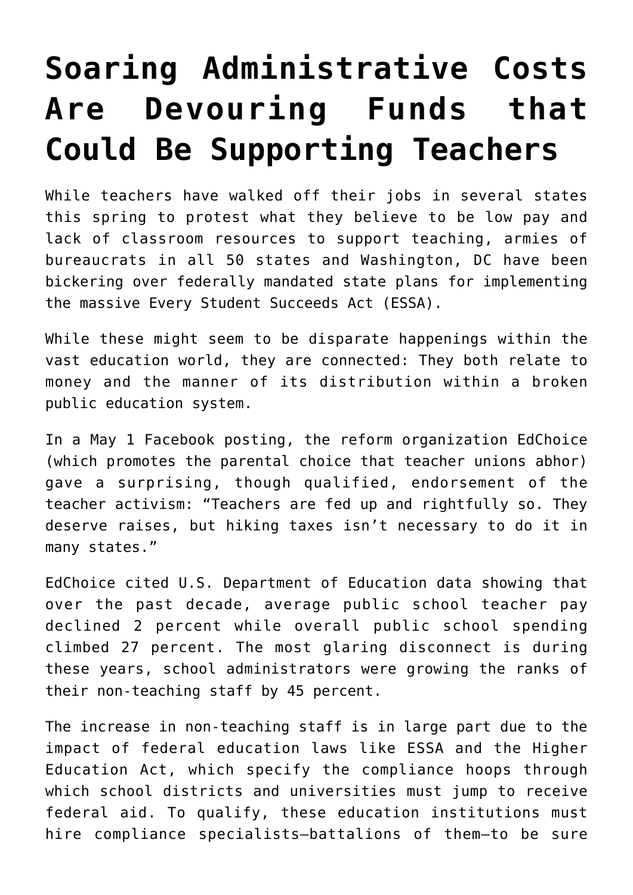# Soaring Administrative Costs Are Devouring Funds that Could Be Supporting Teachers

While teachers have walked off their jobs in several states this spring to protest what they believe to be low pay and lack of classroom resources to support teaching, armies of bureaucrats in all 50 states and Washington, DC have been bickering over federally mandated state plans for implementing the massive Every Student Succeeds Act (ESSA).

While these might seem to be disparate happenings within the vast education world, they are connected: They both relate to money and the manner of its distribution within a broken public education system.

In a May 1 Facebook posting, the reform organization EdChoice (which promotes the parental choice that teacher unions abhor) gave a surprising, though qualified, endorsement of the teacher activism: "Teachers are fed up and rightfully so. They deserve raises, but hiking taxes isn't necessary to do it in many states."

EdChoice cited U.S. Department of Education data showing that over the past decade, average public school teacher pay declined 2 percent while overall public school spending climbed 27 percent. The most glaring disconnect is during these years, school administrators were growing the ranks of their non-teaching staff by 45 percent.

The increase in non-teaching staff is in large part due to the impact of federal education laws like ESSA and the Higher Education Act, which specify the compliance hoops through which school districts and universities must jump to receive federal aid. To qualify, these education institutions must hire compliance specialists—battalions of them—to be sure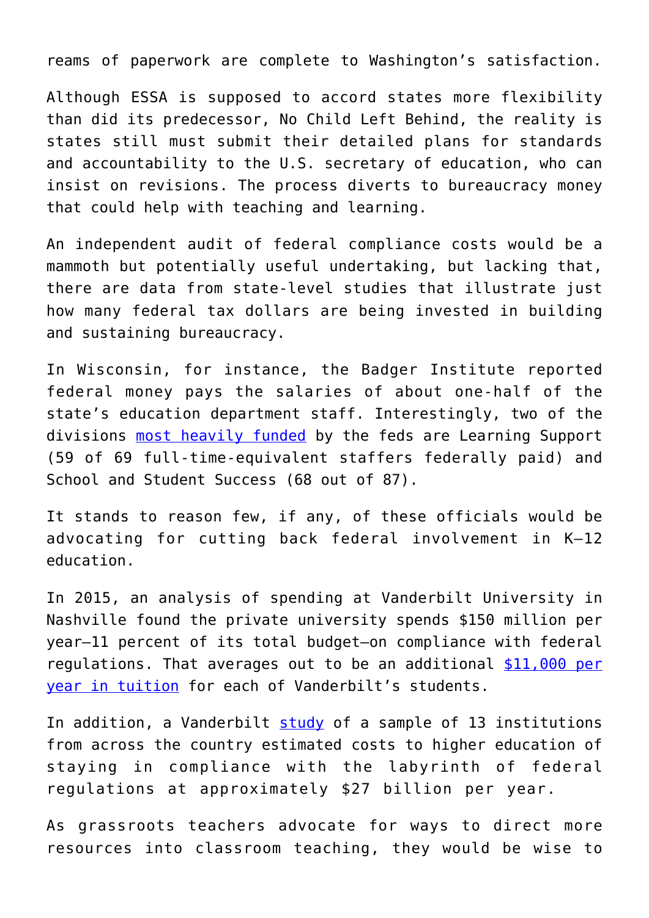reams of paperwork are complete to Washington's satisfaction.

Although ESSA is supposed to accord states more flexibility than did its predecessor, No Child Left Behind, the reality is states still must submit their detailed plans for standards and accountability to the U.S. secretary of education, who can insist on revisions. The process diverts to bureaucracy money that could help with teaching and learning.

An independent audit of federal compliance costs would be a mammoth but potentially useful undertaking, but lacking that, there are data from state-level studies that illustrate just how many federal tax dollars are being invested in building and sustaining bureaucracy.

In Wisconsin, for instance, the Badger Institute reported federal money pays the salaries of about one-half of the state's education department staff. Interestingly, two of the divisions most heavily funded by the feds are Learning Support (59 of 69 full-time-equivalent staffers federally paid) and School and Student Success (68 out of 87).

It stands to reason few, if any, of these officials would be advocating for cutting back federal involvement in K–12 education.

In 2015, an analysis of spending at Vanderbilt University in Nashville found the private university spends $150 million per year—11 percent of its total budget—on compliance with federal regulations. That averages out to be an additional $11,000 per year in tuition for each of Vanderbilt's students.

In addition, a Vanderbilt study of a sample of 13 institutions from across the country estimated costs to higher education of staying in compliance with the labyrinth of federal regulations at approximately $27 billion per year.

As grassroots teachers advocate for ways to direct more resources into classroom teaching, they would be wise to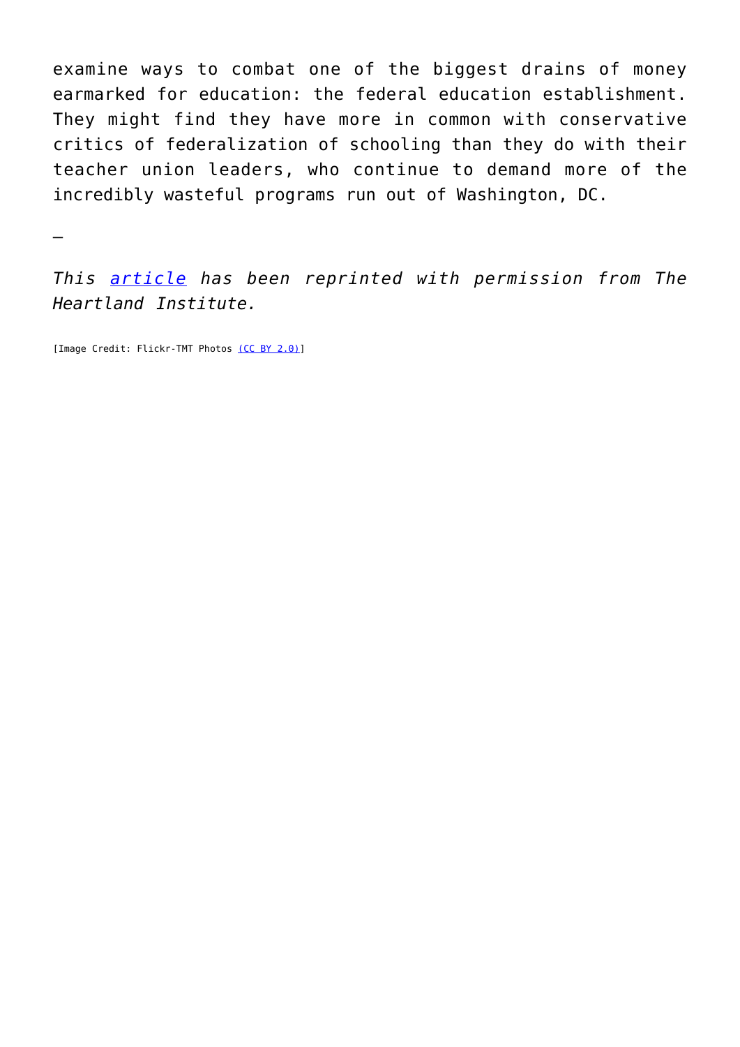examine ways to combat one of the biggest drains of money earmarked for education: the federal education establishment. They might find they have more in common with conservative critics of federalization of schooling than they do with their teacher union leaders, who continue to demand more of the incredibly wasteful programs run out of Washington, DC.

—

*This article has been reprinted with permission from The Heartland Institute.*

[Image Credit: Flickr-TMT Photos (CC BY 2.0)]